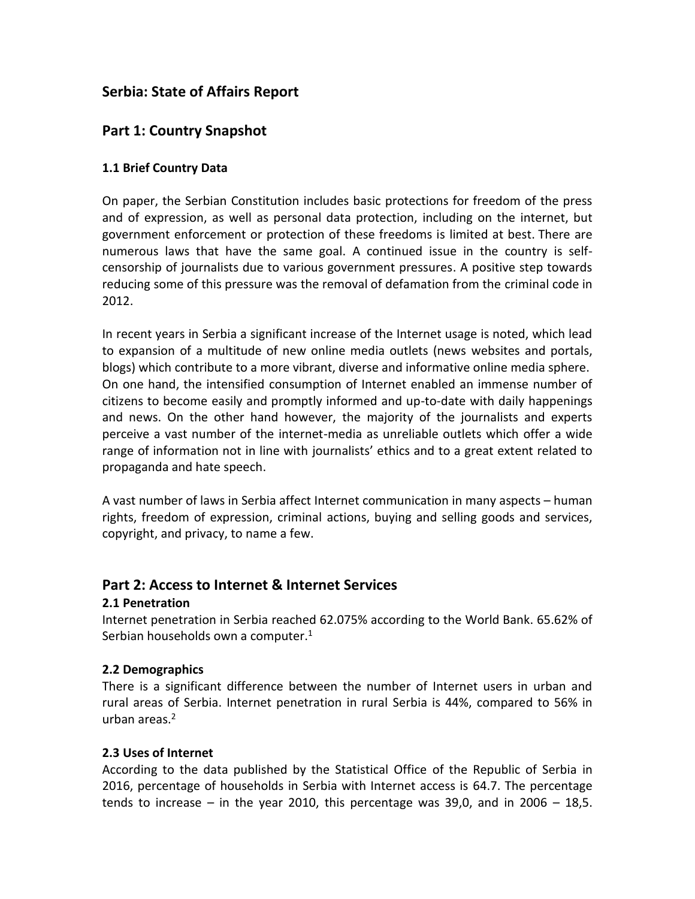# Serbia: State of Affairs Report

## Part 1: Country Snapshot

### 1.1 Brief Country Data

On paper, the Serbian Constitution includes basic protections for freedom of the press and of expression, as well as personal data protection, including on the internet, but government enforcement or protection of these freedoms is limited at best. There are numerous laws that have the same goal. A continued issue in the country is self-censorship of journalists due to various government pressures. A positive step towards reducing some of this pressure was the removal of defamation from the criminal code in 2012.

In recent years in Serbia a significant increase of the Internet usage is noted, which lead to expansion of a multitude of new online media outlets (news websites and portals, blogs) which contribute to a more vibrant, diverse and informative online media sphere. On one hand, the intensified consumption of Internet enabled an immense number of citizens to become easily and promptly informed and up-to-date with daily happenings and news. On the other hand however, the majority of the journalists and experts perceive a vast number of the internet-media as unreliable outlets which offer a wide range of information not in line with journalists' ethics and to a great extent related to propaganda and hate speech.

A vast number of laws in Serbia affect Internet communication in many aspects – human rights, freedom of expression, criminal actions, buying and selling goods and services, copyright, and privacy, to name a few.

## Part 2: Access to Internet & Internet Services

### 2.1 Penetration

Internet penetration in Serbia reached 62.075% according to the World Bank. 65.62% of Serbian households own a computer.[1]

### 2.2 Demographics

There is a significant difference between the number of Internet users in urban and rural areas of Serbia. Internet penetration in rural Serbia is 44%, compared to 56% in urban areas.[2]

### 2.3 Uses of Internet

According to the data published by the Statistical Office of the Republic of Serbia in 2016, percentage of households in Serbia with Internet access is 64.7. The percentage tends to increase – in the year 2010, this percentage was 39,0, and in 2006 – 18,5.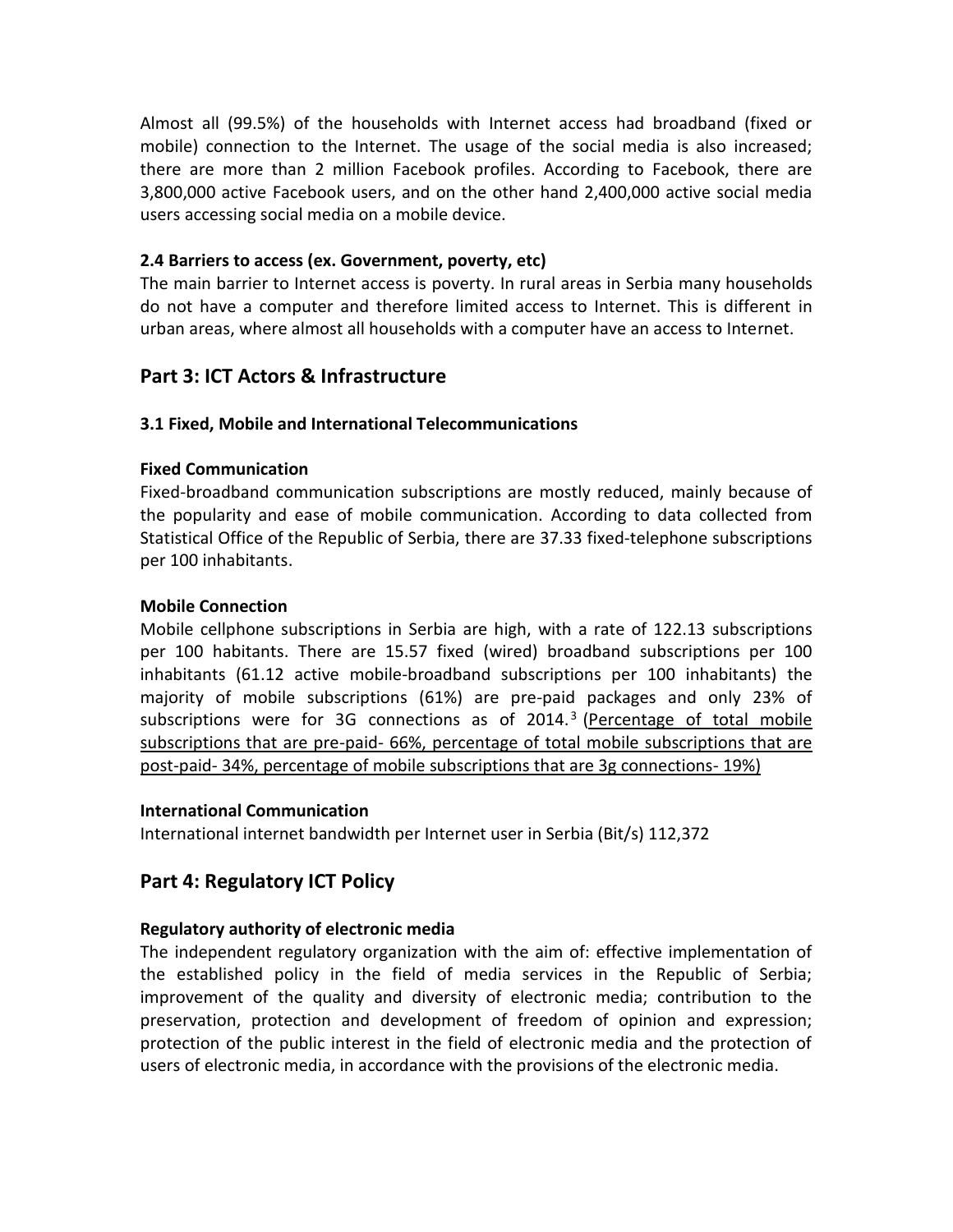Almost all (99.5%) of the households with Internet access had broadband (fixed or mobile) connection to the Internet. The usage of the social media is also increased; there are more than 2 million Facebook profiles. According to Facebook, there are 3,800,000 active Facebook users, and on the other hand 2,400,000 active social media users accessing social media on a mobile device.

### 2.4 Barriers to access (ex. Government, poverty, etc)

The main barrier to Internet access is poverty. In rural areas in Serbia many households do not have a computer and therefore limited access to Internet. This is different in urban areas, where almost all households with a computer have an access to Internet.

## Part 3: ICT Actors & Infrastructure

### 3.1 Fixed, Mobile and International Telecommunications

#### Fixed Communication

Fixed-broadband communication subscriptions are mostly reduced, mainly because of the popularity and ease of mobile communication. According to data collected from Statistical Office of the Republic of Serbia, there are 37.33 fixed-telephone subscriptions per 100 inhabitants.

#### Mobile Connection

Mobile cellphone subscriptions in Serbia are high, with a rate of 122.13 subscriptions per 100 habitants. There are 15.57 fixed (wired) broadband subscriptions per 100 inhabitants (61.12 active mobile-broadband subscriptions per 100 inhabitants) the majority of mobile subscriptions (61%) are pre-paid packages and only 23% of subscriptions were for 3G connections as of 2014.[3] (Percentage of total mobile subscriptions that are pre-paid- 66%, percentage of total mobile subscriptions that are post-paid- 34%, percentage of mobile subscriptions that are 3g connections- 19%)

#### International Communication

International internet bandwidth per Internet user in Serbia (Bit/s) 112,372

## Part 4: Regulatory ICT Policy

#### Regulatory authority of electronic media

The independent regulatory organization with the aim of: effective implementation of the established policy in the field of media services in the Republic of Serbia; improvement of the quality and diversity of electronic media; contribution to the preservation, protection and development of freedom of opinion and expression; protection of the public interest in the field of electronic media and the protection of users of electronic media, in accordance with the provisions of the electronic media.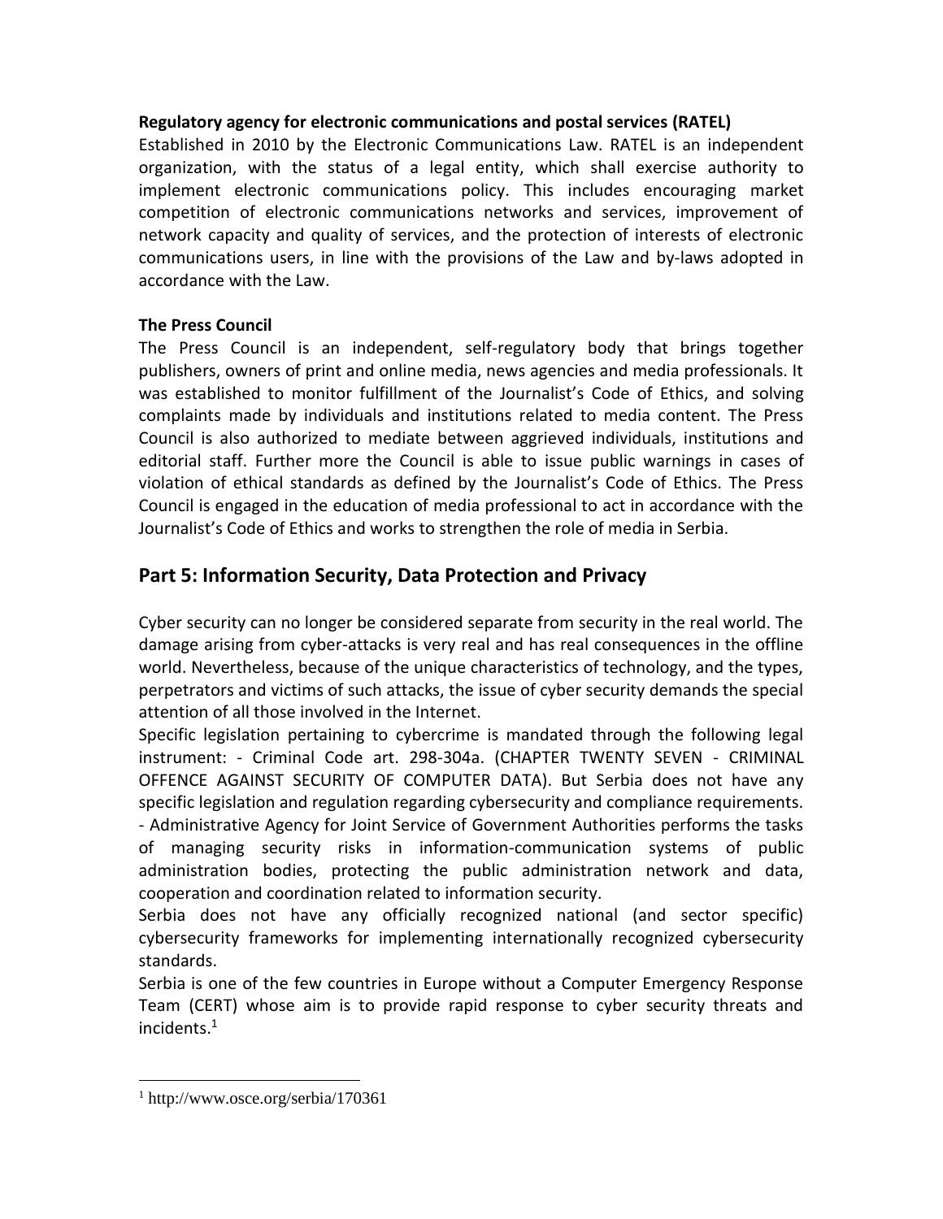**Regulatory agency for electronic communications and postal services (RATEL)**

Established in 2010 by the Electronic Communications Law. RATEL is an independent organization, with the status of a legal entity, which shall exercise authority to implement electronic communications policy. This includes encouraging market competition of electronic communications networks and services, improvement of network capacity and quality of services, and the protection of interests of electronic communications users, in line with the provisions of the Law and by-laws adopted in accordance with the Law.

**The Press Council**

The Press Council is an independent, self-regulatory body that brings together publishers, owners of print and online media, news agencies and media professionals. It was established to monitor fulfillment of the Journalist's Code of Ethics, and solving complaints made by individuals and institutions related to media content. The Press Council is also authorized to mediate between aggrieved individuals, institutions and editorial staff. Further more the Council is able to issue public warnings in cases of violation of ethical standards as defined by the Journalist's Code of Ethics. The Press Council is engaged in the education of media professional to act in accordance with the Journalist's Code of Ethics and works to strengthen the role of media in Serbia.

## Part 5: Information Security, Data Protection and Privacy

Cyber security can no longer be considered separate from security in the real world. The damage arising from cyber-attacks is very real and has real consequences in the offline world. Nevertheless, because of the unique characteristics of technology, and the types, perpetrators and victims of such attacks, the issue of cyber security demands the special attention of all those involved in the Internet.

Specific legislation pertaining to cybercrime is mandated through the following legal instrument: - Criminal Code art. 298-304a. (CHAPTER TWENTY SEVEN - CRIMINAL OFFENCE AGAINST SECURITY OF COMPUTER DATA). But Serbia does not have any specific legislation and regulation regarding cybersecurity and compliance requirements.

- Administrative Agency for Joint Service of Government Authorities performs the tasks of managing security risks in information-communication systems of public administration bodies, protecting the public administration network and data, cooperation and coordination related to information security.

Serbia does not have any officially recognized national (and sector specific) cybersecurity frameworks for implementing internationally recognized cybersecurity standards.

Serbia is one of the few countries in Europe without a Computer Emergency Response Team (CERT) whose aim is to provide rapid response to cyber security threats and incidents.[1]

[1] http://www.osce.org/serbia/170361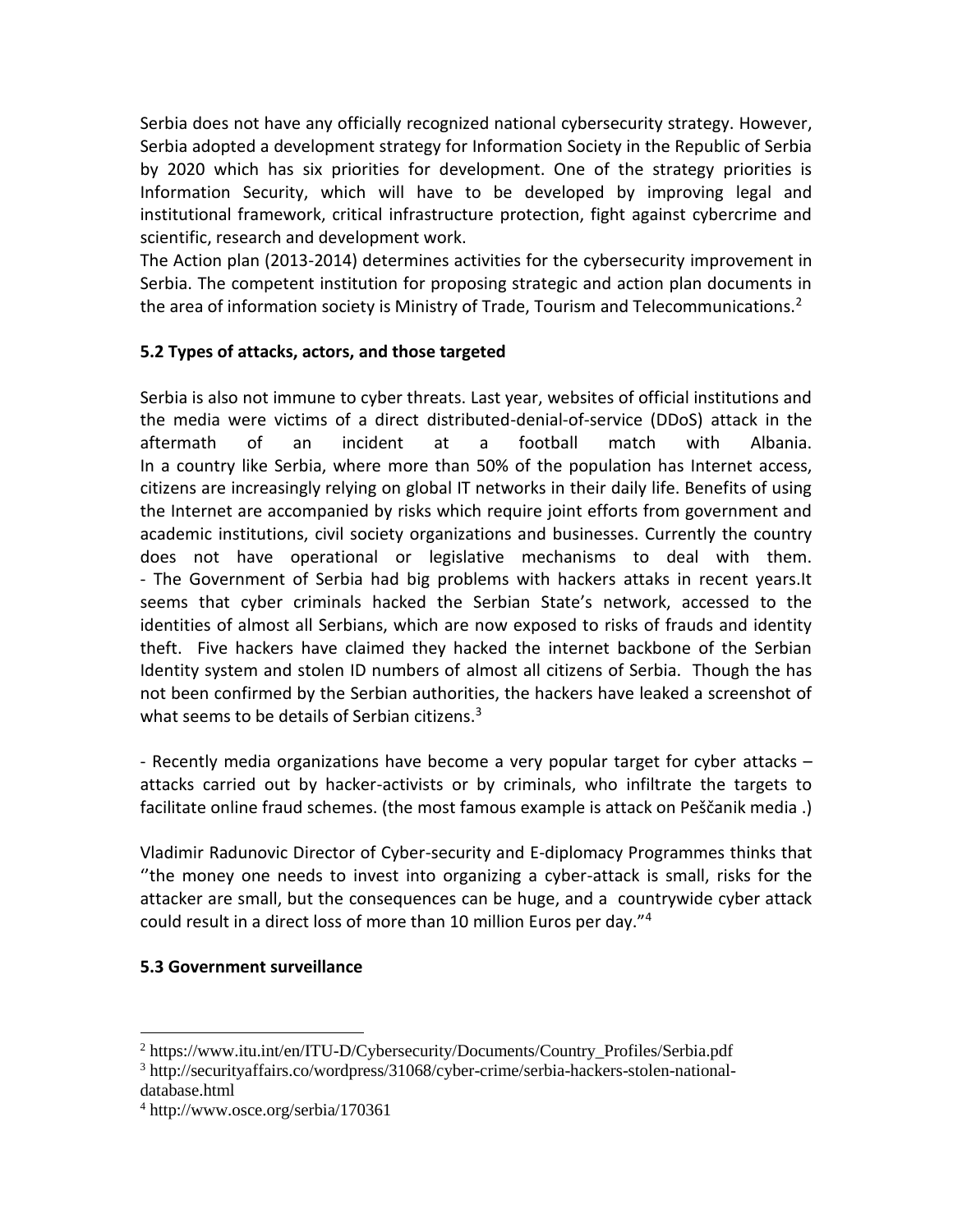Serbia does not have any officially recognized national cybersecurity strategy. However, Serbia adopted a development strategy for Information Society in the Republic of Serbia by 2020 which has six priorities for development. One of the strategy priorities is Information Security, which will have to be developed by improving legal and institutional framework, critical infrastructure protection, fight against cybercrime and scientific, research and development work.

The Action plan (2013-2014) determines activities for the cybersecurity improvement in Serbia. The competent institution for proposing strategic and action plan documents in the area of information society is Ministry of Trade, Tourism and Telecommunications.[2]

**5.2 Types of attacks, actors, and those targeted**

Serbia is also not immune to cyber threats. Last year, websites of official institutions and the media were victims of a direct distributed-denial-of-service (DDoS) attack in the aftermath of an incident at a football match with Albania.

In a country like Serbia, where more than 50% of the population has Internet access, citizens are increasingly relying on global IT networks in their daily life. Benefits of using the Internet are accompanied by risks which require joint efforts from government and academic institutions, civil society organizations and businesses. Currently the country does not have operational or legislative mechanisms to deal with them.

- The Government of Serbia had big problems with hackers attaks in recent years.It seems that cyber criminals hacked the Serbian State's network, accessed to the identities of almost all Serbians, which are now exposed to risks of frauds and identity theft. Five hackers have claimed they hacked the internet backbone of the Serbian Identity system and stolen ID numbers of almost all citizens of Serbia. Though the has not been confirmed by the Serbian authorities, the hackers have leaked a screenshot of what seems to be details of Serbian citizens.[3]

- Recently media organizations have become a very popular target for cyber attacks – attacks carried out by hacker-activists or by criminals, who infiltrate the targets to facilitate online fraud schemes. (the most famous example is attack on Peščanik media .)

Vladimir Radunovic Director of Cyber-security and E-diplomacy Programmes thinks that ''the money one needs to invest into organizing a cyber-attack is small, risks for the attacker are small, but the consequences can be huge, and a countrywide cyber attack could result in a direct loss of more than 10 million Euros per day."[4]

**5.3 Government surveillance**

---

[2] https://www.itu.int/en/ITU-D/Cybersecurity/Documents/Country_Profiles/Serbia.pdf

[3] http://securityaffairs.co/wordpress/31068/cyber-crime/serbia-hackers-stolen-national-database.html

[4] http://www.osce.org/serbia/170361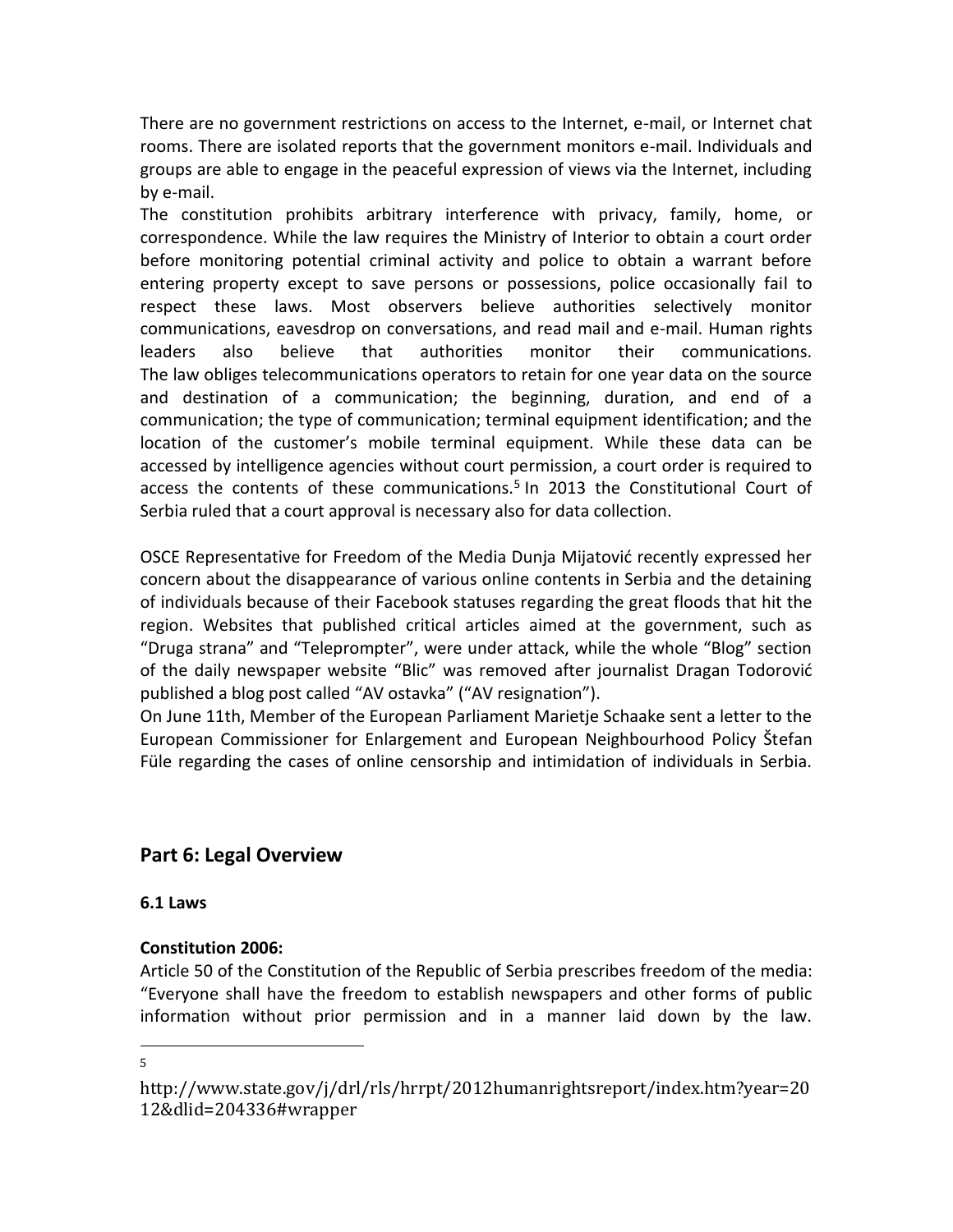There are no government restrictions on access to the Internet, e-mail, or Internet chat rooms. There are isolated reports that the government monitors e-mail. Individuals and groups are able to engage in the peaceful expression of views via the Internet, including by e-mail.

The constitution prohibits arbitrary interference with privacy, family, home, or correspondence. While the law requires the Ministry of Interior to obtain a court order before monitoring potential criminal activity and police to obtain a warrant before entering property except to save persons or possessions, police occasionally fail to respect these laws. Most observers believe authorities selectively monitor communications, eavesdrop on conversations, and read mail and e-mail. Human rights leaders also believe that authorities monitor their communications.

The law obliges telecommunications operators to retain for one year data on the source and destination of a communication; the beginning, duration, and end of a communication; the type of communication; terminal equipment identification; and the location of the customer's mobile terminal equipment. While these data can be accessed by intelligence agencies without court permission, a court order is required to access the contents of these communications.[5] In 2013 the Constitutional Court of Serbia ruled that a court approval is necessary also for data collection.

OSCE Representative for Freedom of the Media Dunja Mijatović recently expressed her concern about the disappearance of various online contents in Serbia and the detaining of individuals because of their Facebook statuses regarding the great floods that hit the region. Websites that published critical articles aimed at the government, such as "Druga strana" and "Teleprompter", were under attack, while the whole "Blog" section of the daily newspaper website "Blic" was removed after journalist Dragan Todorović published a blog post called "AV ostavka" ("AV resignation").

On June 11th, Member of the European Parliament Marietje Schaake sent a letter to the European Commissioner for Enlargement and European Neighbourhood Policy Štefan Füle regarding the cases of online censorship and intimidation of individuals in Serbia.

## Part 6: Legal Overview

### 6.1 Laws

**Constitution 2006:**

Article 50 of the Constitution of the Republic of Serbia prescribes freedom of the media: "Everyone shall have the freedom to establish newspapers and other forms of public information without prior permission and in a manner laid down by the law.

---

[5] http://www.state.gov/j/drl/rls/hrrpt/2012humanrightsreport/index.htm?year=2012&dlid=204336#wrapper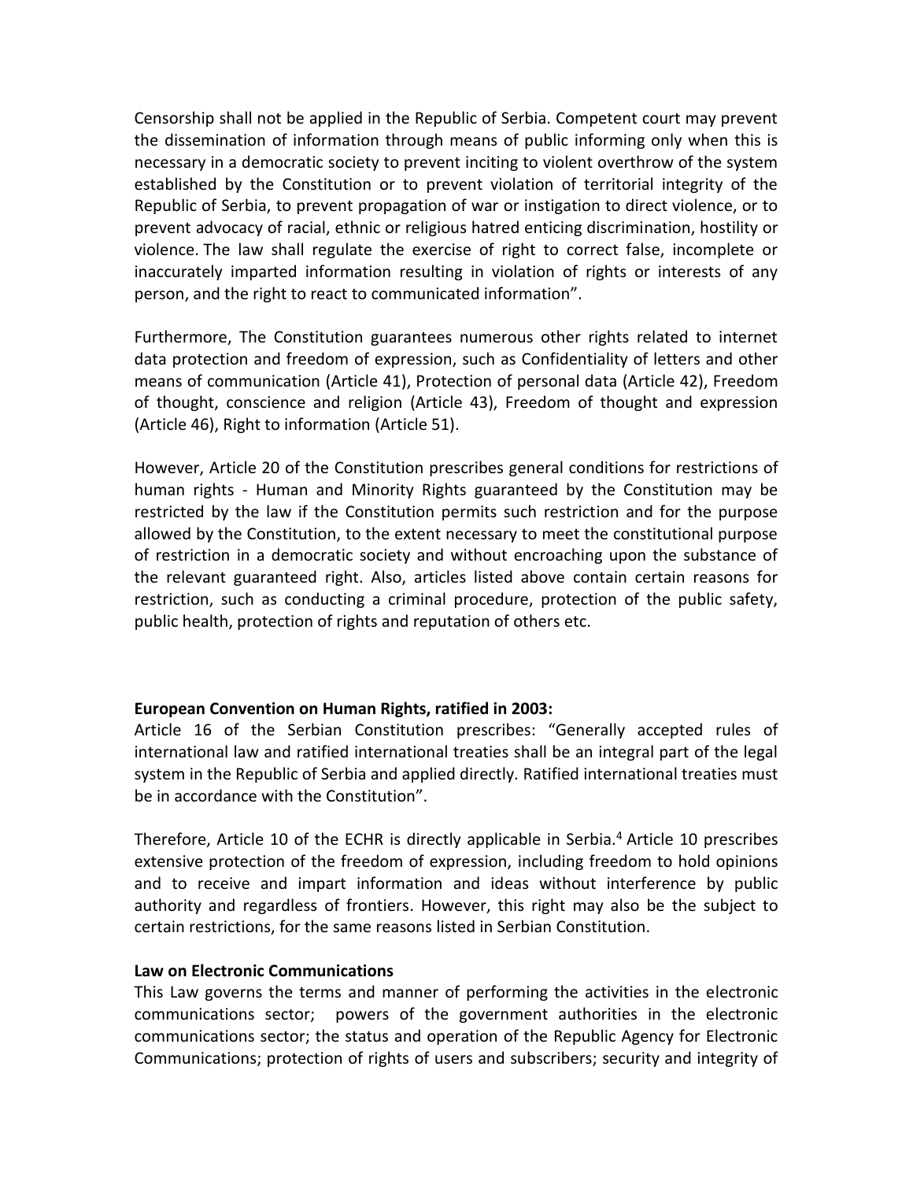Censorship shall not be applied in the Republic of Serbia. Competent court may prevent the dissemination of information through means of public informing only when this is necessary in a democratic society to prevent inciting to violent overthrow of the system established by the Constitution or to prevent violation of territorial integrity of the Republic of Serbia, to prevent propagation of war or instigation to direct violence, or to prevent advocacy of racial, ethnic or religious hatred enticing discrimination, hostility or violence. The law shall regulate the exercise of right to correct false, incomplete or inaccurately imparted information resulting in violation of rights or interests of any person, and the right to react to communicated information".

Furthermore, The Constitution guarantees numerous other rights related to internet data protection and freedom of expression, such as Confidentiality of letters and other means of communication (Article 41), Protection of personal data (Article 42), Freedom of thought, conscience and religion (Article 43), Freedom of thought and expression (Article 46), Right to information (Article 51).

However, Article 20 of the Constitution prescribes general conditions for restrictions of human rights - Human and Minority Rights guaranteed by the Constitution may be restricted by the law if the Constitution permits such restriction and for the purpose allowed by the Constitution, to the extent necessary to meet the constitutional purpose of restriction in a democratic society and without encroaching upon the substance of the relevant guaranteed right. Also, articles listed above contain certain reasons for restriction, such as conducting a criminal procedure, protection of the public safety, public health, protection of rights and reputation of others etc.

**European Convention on Human Rights, ratified in 2003:**

Article 16 of the Serbian Constitution prescribes: "Generally accepted rules of international law and ratified international treaties shall be an integral part of the legal system in the Republic of Serbia and applied directly. Ratified international treaties must be in accordance with the Constitution".

Therefore, Article 10 of the ECHR is directly applicable in Serbia.[4] Article 10 prescribes extensive protection of the freedom of expression, including freedom to hold opinions and to receive and impart information and ideas without interference by public authority and regardless of frontiers. However, this right may also be the subject to certain restrictions, for the same reasons listed in Serbian Constitution.

**Law on Electronic Communications**

This Law governs the terms and manner of performing the activities in the electronic communications sector; powers of the government authorities in the electronic communications sector; the status and operation of the Republic Agency for Electronic Communications; protection of rights of users and subscribers; security and integrity of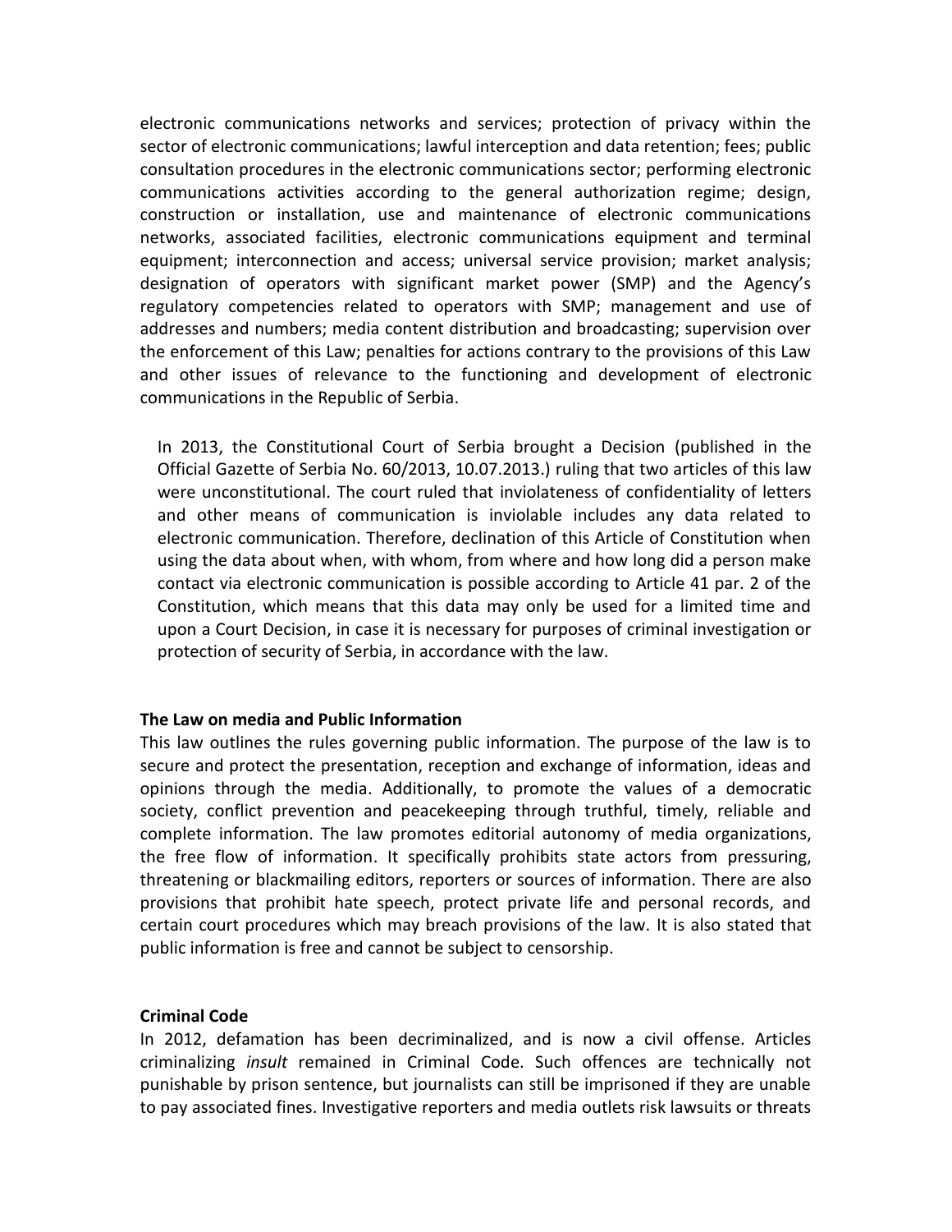electronic communications networks and services; protection of privacy within the sector of electronic communications; lawful interception and data retention; fees; public consultation procedures in the electronic communications sector; performing electronic communications activities according to the general authorization regime; design, construction or installation, use and maintenance of electronic communications networks, associated facilities, electronic communications equipment and terminal equipment; interconnection and access; universal service provision; market analysis; designation of operators with significant market power (SMP) and the Agency's regulatory competencies related to operators with SMP; management and use of addresses and numbers; media content distribution and broadcasting; supervision over the enforcement of this Law; penalties for actions contrary to the provisions of this Law and other issues of relevance to the functioning and development of electronic communications in the Republic of Serbia.

> In 2013, the Constitutional Court of Serbia brought a Decision (published in the Official Gazette of Serbia No. 60/2013, 10.07.2013.) ruling that two articles of this law were unconstitutional. The court ruled that inviolateness of confidentiality of letters and other means of communication is inviolable includes any data related to electronic communication. Therefore, declination of this Article of Constitution when using the data about when, with whom, from where and how long did a person make contact via electronic communication is possible according to Article 41 par. 2 of the Constitution, which means that this data may only be used for a limited time and upon a Court Decision, in case it is necessary for purposes of criminal investigation or protection of security of Serbia, in accordance with the law.

**The Law on media and Public Information**

This law outlines the rules governing public information. The purpose of the law is to secure and protect the presentation, reception and exchange of information, ideas and opinions through the media. Additionally, to promote the values of a democratic society, conflict prevention and peacekeeping through truthful, timely, reliable and complete information. The law promotes editorial autonomy of media organizations, the free flow of information. It specifically prohibits state actors from pressuring, threatening or blackmailing editors, reporters or sources of information. There are also provisions that prohibit hate speech, protect private life and personal records, and certain court procedures which may breach provisions of the law. It is also stated that public information is free and cannot be subject to censorship.

**Criminal Code**

In 2012, defamation has been decriminalized, and is now a civil offense. Articles criminalizing *insult* remained in Criminal Code. Such offences are technically not punishable by prison sentence, but journalists can still be imprisoned if they are unable to pay associated fines. Investigative reporters and media outlets risk lawsuits or threats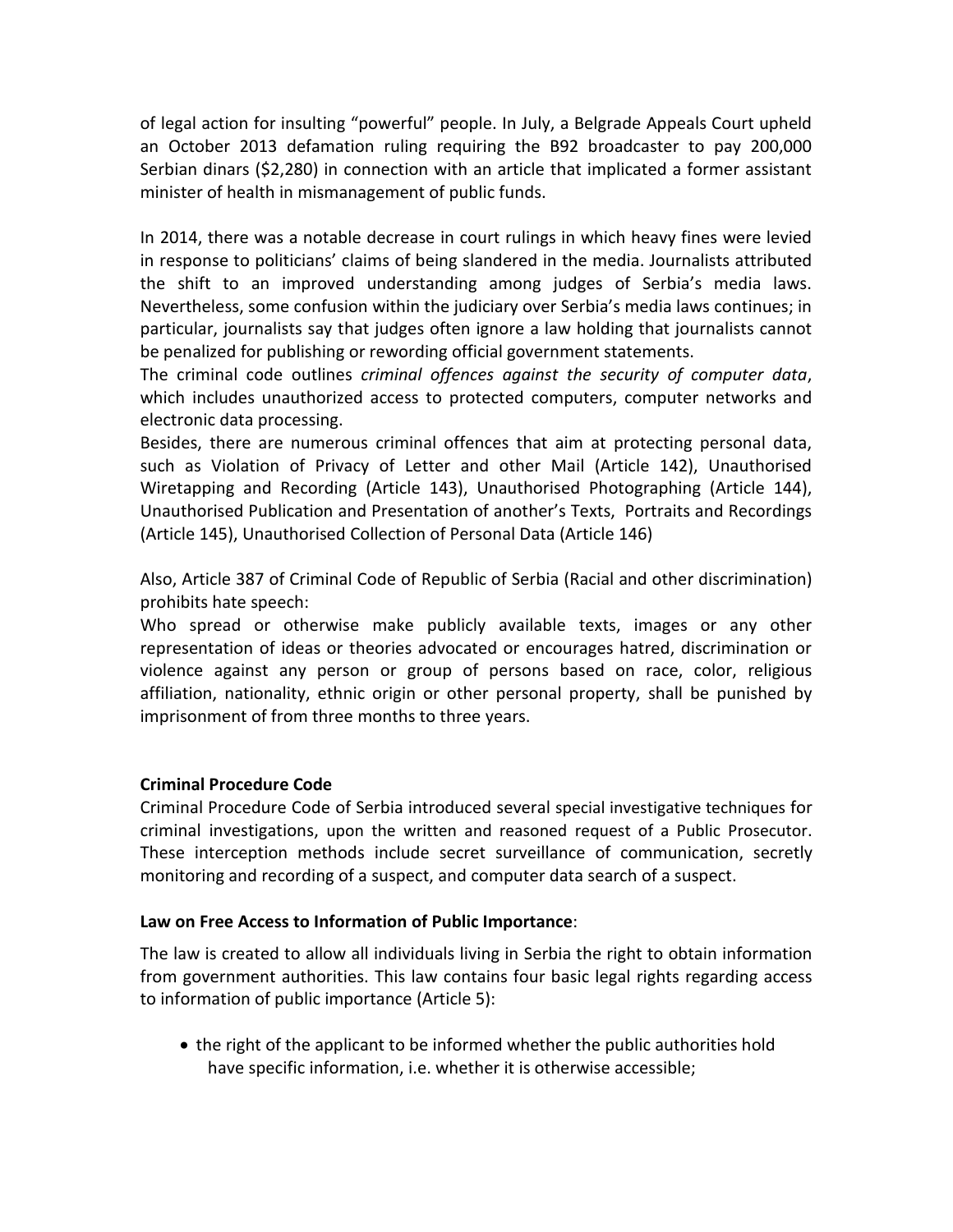of legal action for insulting "powerful" people. In July, a Belgrade Appeals Court upheld an October 2013 defamation ruling requiring the B92 broadcaster to pay 200,000 Serbian dinars ($2,280) in connection with an article that implicated a former assistant minister of health in mismanagement of public funds.

In 2014, there was a notable decrease in court rulings in which heavy fines were levied in response to politicians' claims of being slandered in the media. Journalists attributed the shift to an improved understanding among judges of Serbia's media laws. Nevertheless, some confusion within the judiciary over Serbia's media laws continues; in particular, journalists say that judges often ignore a law holding that journalists cannot be penalized for publishing or rewording official government statements.

The criminal code outlines *criminal offences against the security of computer data*, which includes unauthorized access to protected computers, computer networks and electronic data processing.

Besides, there are numerous criminal offences that aim at protecting personal data, such as Violation of Privacy of Letter and other Mail (Article 142), Unauthorised Wiretapping and Recording (Article 143), Unauthorised Photographing (Article 144), Unauthorised Publication and Presentation of another's Texts, Portraits and Recordings (Article 145), Unauthorised Collection of Personal Data (Article 146)

Also, Article 387 of Criminal Code of Republic of Serbia (Racial and other discrimination) prohibits hate speech:

Who spread or otherwise make publicly available texts, images or any other representation of ideas or theories advocated or encourages hatred, discrimination or violence against any person or group of persons based on race, color, religious affiliation, nationality, ethnic origin or other personal property, shall be punished by imprisonment of from three months to three years.

**Criminal Procedure Code**

Criminal Procedure Code of Serbia introduced several special investigative techniques for criminal investigations, upon the written and reasoned request of a Public Prosecutor. These interception methods include secret surveillance of communication, secretly monitoring and recording of a suspect, and computer data search of a suspect.

**Law on Free Access to Information of Public Importance**:

The law is created to allow all individuals living in Serbia the right to obtain information from government authorities. This law contains four basic legal rights regarding access to information of public importance (Article 5):

- the right of the applicant to be informed whether the public authorities hold have specific information, i.e. whether it is otherwise accessible;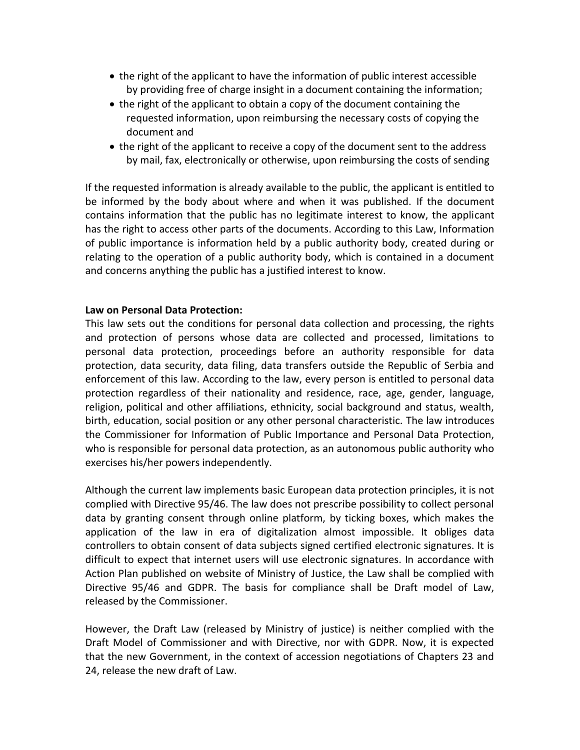- the right of the applicant to have the information of public interest accessible by providing free of charge insight in a document containing the information;
- the right of the applicant to obtain a copy of the document containing the requested information, upon reimbursing the necessary costs of copying the document and
- the right of the applicant to receive a copy of the document sent to the address by mail, fax, electronically or otherwise, upon reimbursing the costs of sending

If the requested information is already available to the public, the applicant is entitled to be informed by the body about where and when it was published. If the document contains information that the public has no legitimate interest to know, the applicant has the right to access other parts of the documents. According to this Law, Information of public importance is information held by a public authority body, created during or relating to the operation of a public authority body, which is contained in a document and concerns anything the public has a justified interest to know.

**Law on Personal Data Protection:**
This law sets out the conditions for personal data collection and processing, the rights and protection of persons whose data are collected and processed, limitations to personal data protection, proceedings before an authority responsible for data protection, data security, data filing, data transfers outside the Republic of Serbia and enforcement of this law. According to the law, every person is entitled to personal data protection regardless of their nationality and residence, race, age, gender, language, religion, political and other affiliations, ethnicity, social background and status, wealth, birth, education, social position or any other personal characteristic. The law introduces the Commissioner for Information of Public Importance and Personal Data Protection, who is responsible for personal data protection, as an autonomous public authority who exercises his/her powers independently.

Although the current law implements basic European data protection principles, it is not complied with Directive 95/46. The law does not prescribe possibility to collect personal data by granting consent through online platform, by ticking boxes, which makes the application of the law in era of digitalization almost impossible. It obliges data controllers to obtain consent of data subjects signed certified electronic signatures. It is difficult to expect that internet users will use electronic signatures. In accordance with Action Plan published on website of Ministry of Justice, the Law shall be complied with Directive 95/46 and GDPR. The basis for compliance shall be Draft model of Law, released by the Commissioner.

However, the Draft Law (released by Ministry of justice) is neither complied with the Draft Model of Commissioner and with Directive, nor with GDPR. Now, it is expected that the new Government, in the context of accession negotiations of Chapters 23 and 24, release the new draft of Law.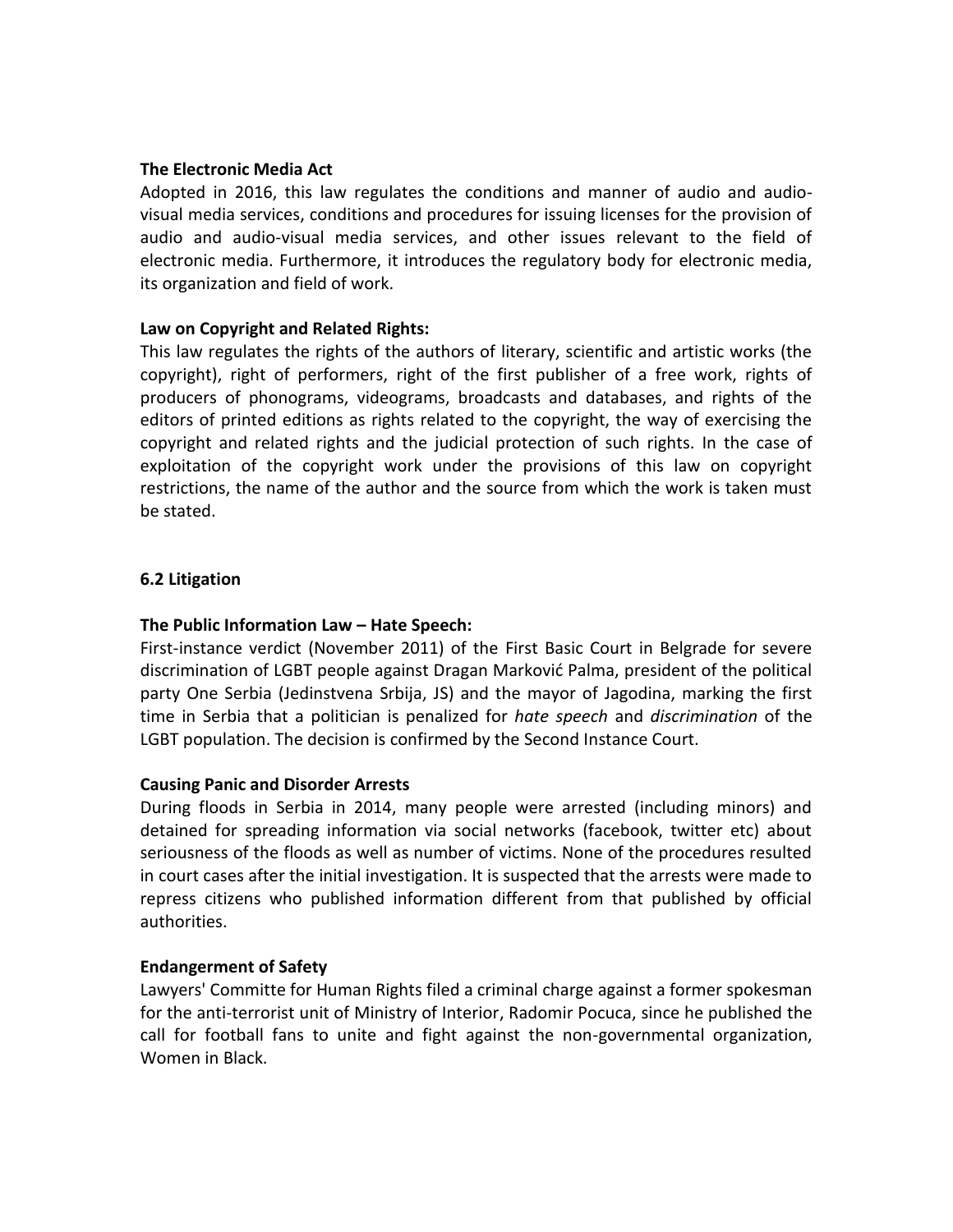**The Electronic Media Act**

Adopted in 2016, this law regulates the conditions and manner of audio and audio-visual media services, conditions and procedures for issuing licenses for the provision of audio and audio-visual media services, and other issues relevant to the field of electronic media. Furthermore, it introduces the regulatory body for electronic media, its organization and field of work.

**Law on Copyright and Related Rights:**

This law regulates the rights of the authors of literary, scientific and artistic works (the copyright), right of performers, right of the first publisher of a free work, rights of producers of phonograms, videograms, broadcasts and databases, and rights of the editors of printed editions as rights related to the copyright, the way of exercising the copyright and related rights and the judicial protection of such rights. In the case of exploitation of the copyright work under the provisions of this law on copyright restrictions, the name of the author and the source from which the work is taken must be stated.

### 6.2 Litigation

**The Public Information Law – Hate Speech:**

First-instance verdict (November 2011) of the First Basic Court in Belgrade for severe discrimination of LGBT people against Dragan Marković Palma, president of the political party One Serbia (Jedinstvena Srbija, JS) and the mayor of Jagodina, marking the first time in Serbia that a politician is penalized for *hate speech* and *discrimination* of the LGBT population. The decision is confirmed by the Second Instance Court.

**Causing Panic and Disorder Arrests**

During floods in Serbia in 2014, many people were arrested (including minors) and detained for spreading information via social networks (facebook, twitter etc) about seriousness of the floods as well as number of victims. None of the procedures resulted in court cases after the initial investigation. It is suspected that the arrests were made to repress citizens who published information different from that published by official authorities.

**Endangerment of Safety**

Lawyers' Committe for Human Rights filed a criminal charge against a former spokesman for the anti-terrorist unit of Ministry of Interior, Radomir Pocuca, since he published the call for football fans to unite and fight against the non-governmental organization, Women in Black.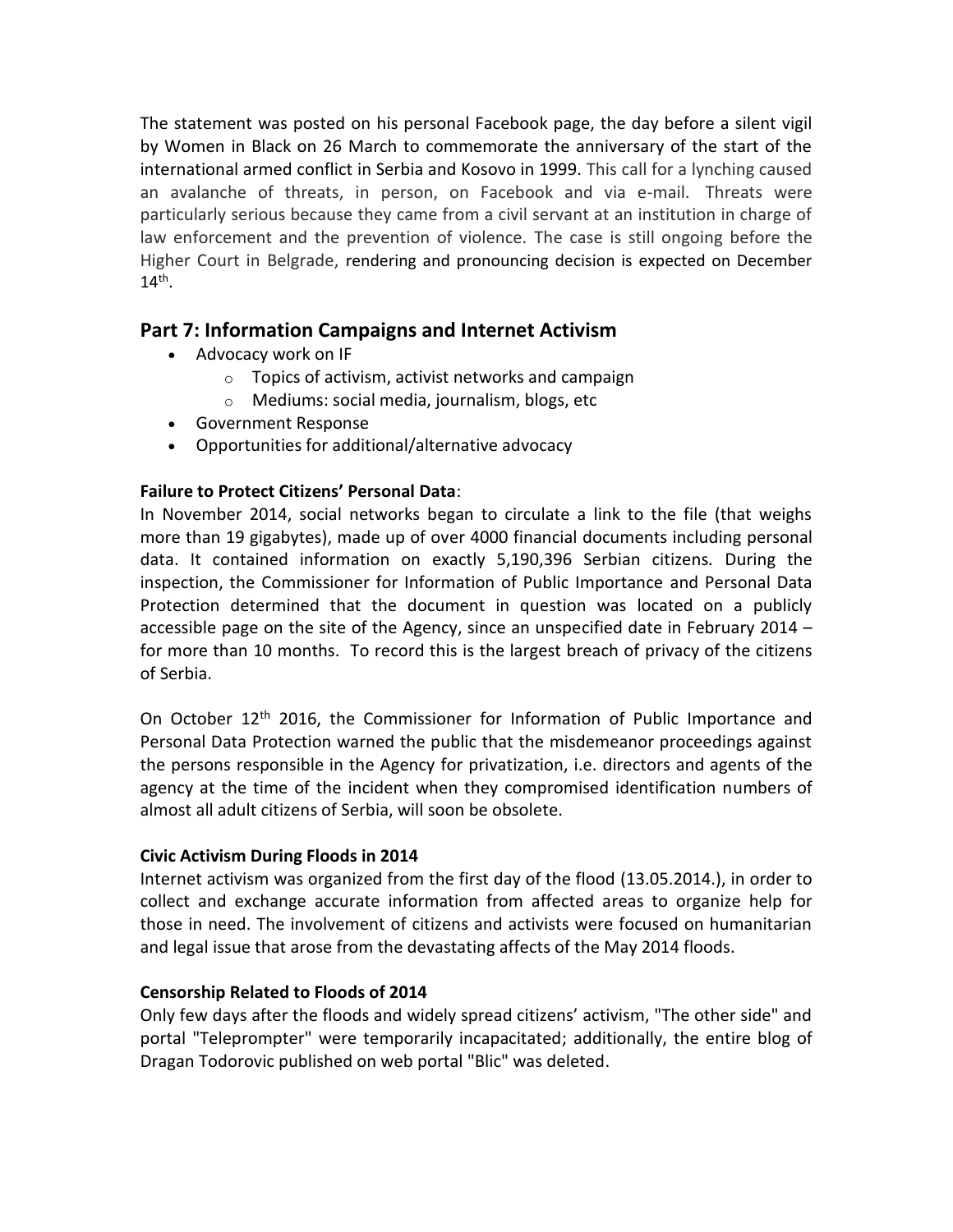The statement was posted on his personal Facebook page, the day before a silent vigil by Women in Black on 26 March to commemorate the anniversary of the start of the international armed conflict in Serbia and Kosovo in 1999. This call for a lynching caused an avalanche of threats, in person, on Facebook and via e-mail. Threats were particularly serious because they came from a civil servant at an institution in charge of law enforcement and the prevention of violence. The case is still ongoing before the Higher Court in Belgrade, rendering and pronouncing decision is expected on December 14th.

## Part 7: Information Campaigns and Internet Activism

- Advocacy work on IF
  - Topics of activism, activist networks and campaign
  - Mediums: social media, journalism, blogs, etc
- Government Response
- Opportunities for additional/alternative advocacy

**Failure to Protect Citizens' Personal Data**:
In November 2014, social networks began to circulate a link to the file (that weighs more than 19 gigabytes), made up of over 4000 financial documents including personal data. It contained information on exactly 5,190,396 Serbian citizens. During the inspection, the Commissioner for Information of Public Importance and Personal Data Protection determined that the document in question was located on a publicly accessible page on the site of the Agency, since an unspecified date in February 2014 – for more than 10 months. To record this is the largest breach of privacy of the citizens of Serbia.

On October 12th 2016, the Commissioner for Information of Public Importance and Personal Data Protection warned the public that the misdemeanor proceedings against the persons responsible in the Agency for privatization, i.e. directors and agents of the agency at the time of the incident when they compromised identification numbers of almost all adult citizens of Serbia, will soon be obsolete.

**Civic Activism During Floods in 2014**
Internet activism was organized from the first day of the flood (13.05.2014.), in order to collect and exchange accurate information from affected areas to organize help for those in need. The involvement of citizens and activists were focused on humanitarian and legal issue that arose from the devastating affects of the May 2014 floods.

**Censorship Related to Floods of 2014**
Only few days after the floods and widely spread citizens' activism, "The other side" and portal "Teleprompter" were temporarily incapacitated; additionally, the entire blog of Dragan Todorovic published on web portal "Blic" was deleted.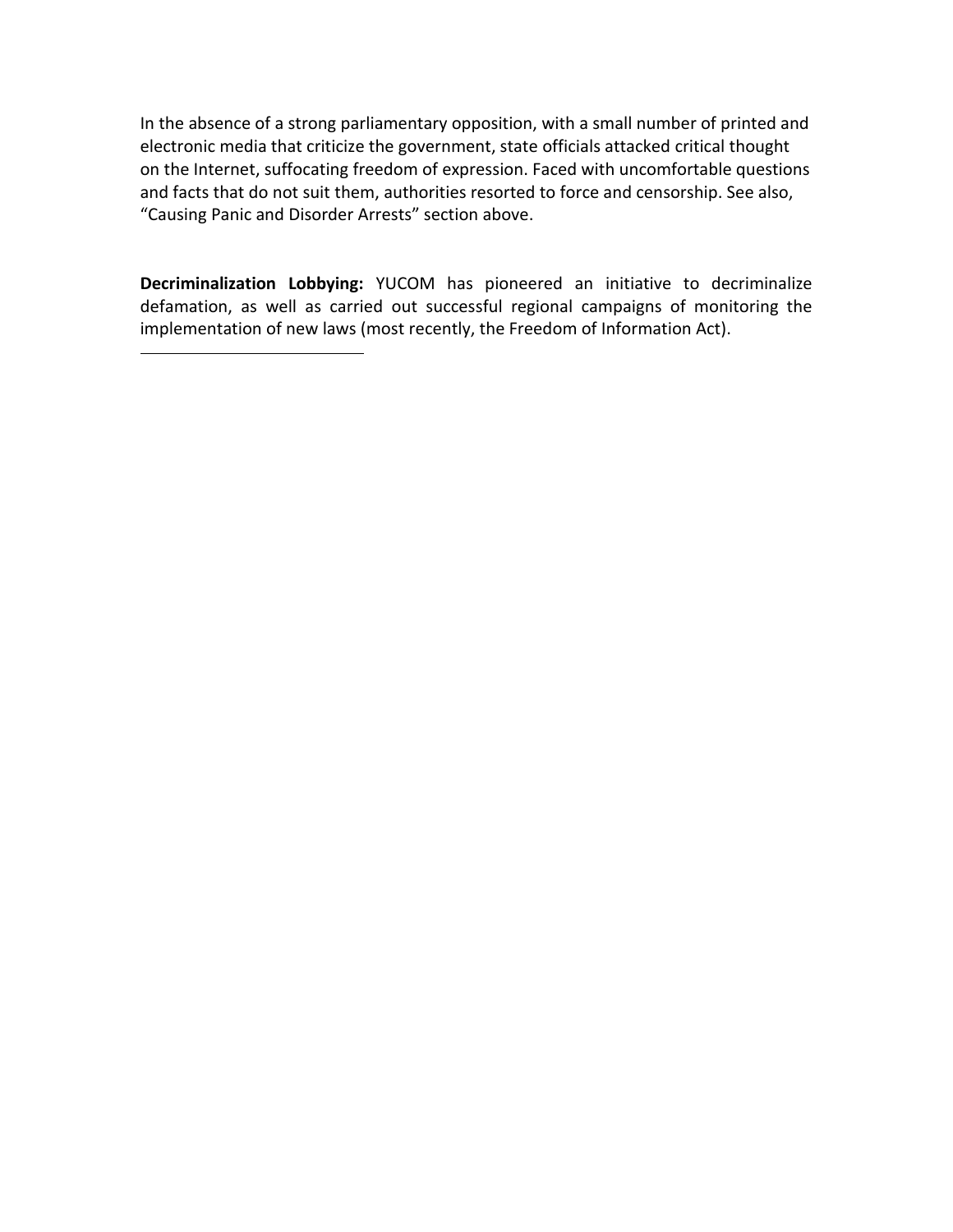In the absence of a strong parliamentary opposition, with a small number of printed and electronic media that criticize the government, state officials attacked critical thought on the Internet, suffocating freedom of expression. Faced with uncomfortable questions and facts that do not suit them, authorities resorted to force and censorship. See also, "Causing Panic and Disorder Arrests" section above.

**Decriminalization Lobbying:** YUCOM has pioneered an initiative to decriminalize defamation, as well as carried out successful regional campaigns of monitoring the implementation of new laws (most recently, the Freedom of Information Act).